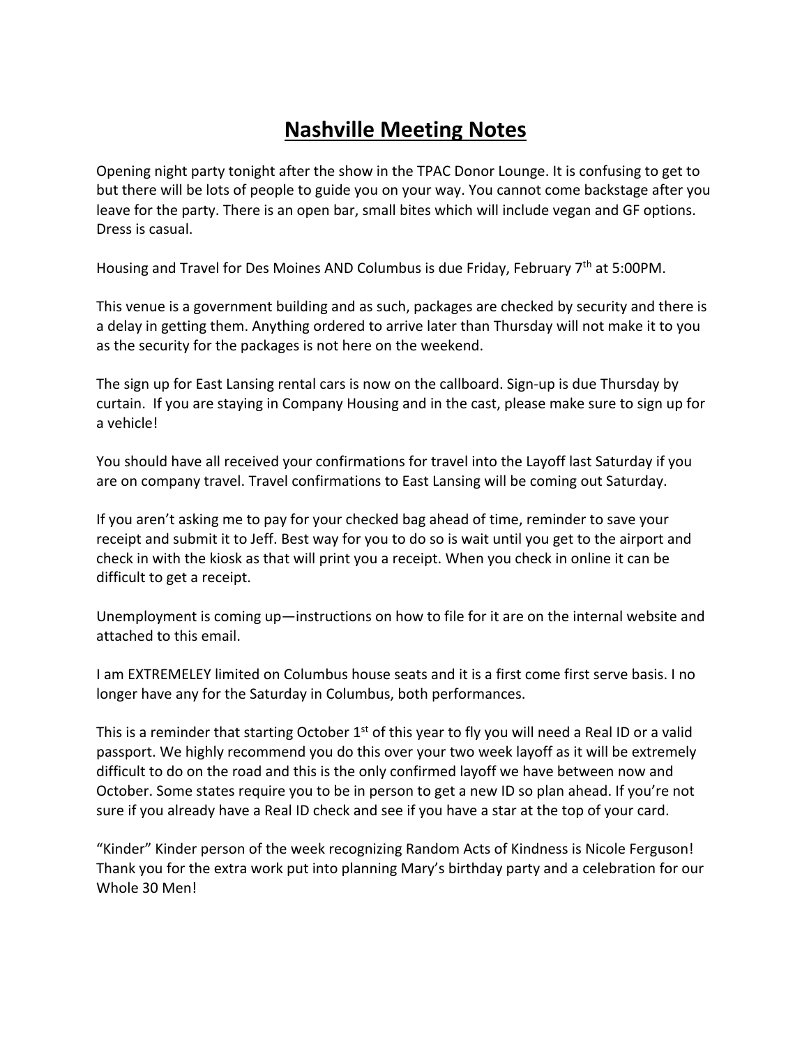# Nashville Meeting Notes

Opening night party tonight after the show in the TPAC Donor Lounge. It is confusing to get to but there will be lots of people to guide you on your way. You cannot come backstage after you leave for the party. There is an open bar, small bites which will include vegan and GF options. Dress is casual.

Housing and Travel for Des Moines AND Columbus is due Friday, February 7th at 5:00PM.

This venue is a government building and as such, packages are checked by security and there is a delay in getting them. Anything ordered to arrive later than Thursday will not make it to you as the security for the packages is not here on the weekend.

The sign up for East Lansing rental cars is now on the callboard. Sign-up is due Thursday by curtain. If you are staying in Company Housing and in the cast, please make sure to sign up for a vehicle!

You should have all received your confirmations for travel into the Layoff last Saturday if you are on company travel. Travel confirmations to East Lansing will be coming out Saturday.

If you aren't asking me to pay for your checked bag ahead of time, reminder to save your receipt and submit it to Jeff. Best way for you to do so is wait until you get to the airport and check in with the kiosk as that will print you a receipt. When you check in online it can be difficult to get a receipt.

Unemployment is coming up—instructions on how to file for it are on the internal website and attached to this email.

I am EXTREMELEY limited on Columbus house seats and it is a first come first serve basis. I no longer have any for the Saturday in Columbus, both performances.

This is a reminder that starting October 1st of this year to fly you will need a Real ID or a valid passport. We highly recommend you do this over your two week layoff as it will be extremely difficult to do on the road and this is the only confirmed layoff we have between now and October. Some states require you to be in person to get a new ID so plan ahead. If you're not sure if you already have a Real ID check and see if you have a star at the top of your card.

"Kinder" Kinder person of the week recognizing Random Acts of Kindness is Nicole Ferguson! Thank you for the extra work put into planning Mary's birthday party and a celebration for our Whole 30 Men!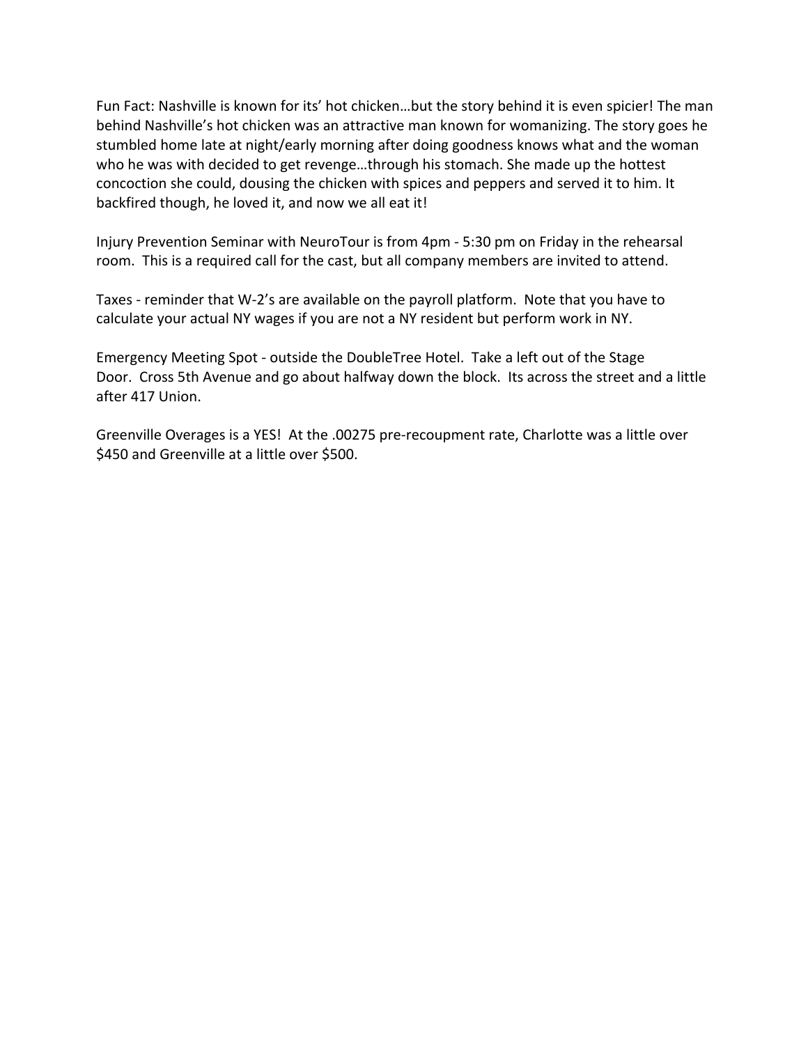Fun Fact: Nashville is known for its' hot chicken…but the story behind it is even spicier! The man behind Nashville's hot chicken was an attractive man known for womanizing. The story goes he stumbled home late at night/early morning after doing goodness knows what and the woman who he was with decided to get revenge…through his stomach. She made up the hottest concoction she could, dousing the chicken with spices and peppers and served it to him. It backfired though, he loved it, and now we all eat it!

Injury Prevention Seminar with NeuroTour is from 4pm - 5:30 pm on Friday in the rehearsal room. This is a required call for the cast, but all company members are invited to attend.

Taxes - reminder that W-2's are available on the payroll platform. Note that you have to calculate your actual NY wages if you are not a NY resident but perform work in NY.

Emergency Meeting Spot - outside the DoubleTree Hotel. Take a left out of the Stage Door. Cross 5th Avenue and go about halfway down the block. Its across the street and a little after 417 Union.

Greenville Overages is a YES! At the .00275 pre-recoupment rate, Charlotte was a little over $450 and Greenville at a little over $500.